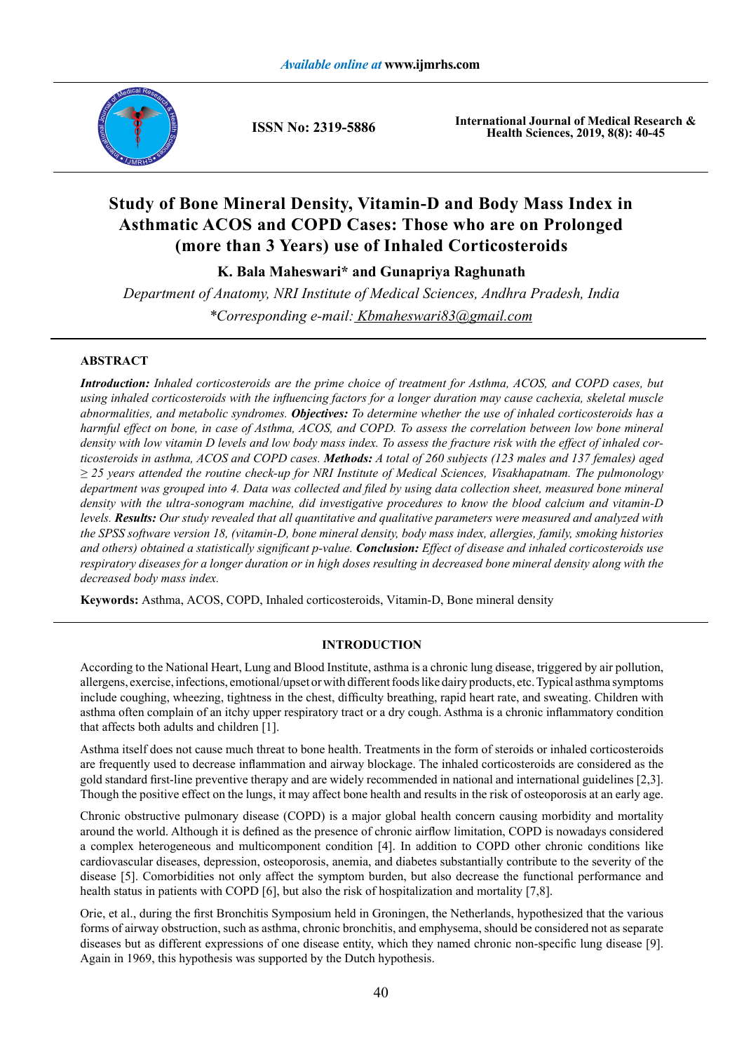# Study of Bone Mineral Density, Vitamin-D and Body Mass Index in Asthmatic ACOS and COPD Cases: Those who are on Prolonged (more than 3 Years) use of Inhaled Corticosteroids

**K. Bala Maheswari* and Gunapriya Raghunath**

*Department of Anatomy, NRI Institute of Medical Sciences, Andhra Pradesh, India*

*\*Corresponding e-mail: Kbmaheswari83@gmail.com*

## ABSTRACT

***Introduction:*** *Inhaled corticosteroids are the prime choice of treatment for Asthma, ACOS, and COPD cases, but using inhaled corticosteroids with the influencing factors for a longer duration may cause cachexia, skeletal muscle abnormalities, and metabolic syndromes.* ***Objectives:*** *To determine whether the use of inhaled corticosteroids has a harmful effect on bone, in case of Asthma, ACOS, and COPD. To assess the correlation between low bone mineral density with low vitamin D levels and low body mass index. To assess the fracture risk with the effect of inhaled corticosteroids in asthma, ACOS and COPD cases.* ***Methods:*** *A total of 260 subjects (123 males and 137 females) aged ≥ 25 years attended the routine check-up for NRI Institute of Medical Sciences, Visakhapatnam. The pulmonology department was grouped into 4. Data was collected and filed by using data collection sheet, measured bone mineral density with the ultra-sonogram machine, did investigative procedures to know the blood calcium and vitamin-D levels.* ***Results:*** *Our study revealed that all quantitative and qualitative parameters were measured and analyzed with the SPSS software version 18, (vitamin-D, bone mineral density, body mass index, allergies, family, smoking histories and others) obtained a statistically significant p-value.* ***Conclusion:*** *Effect of disease and inhaled corticosteroids use respiratory diseases for a longer duration or in high doses resulting in decreased bone mineral density along with the decreased body mass index.*

**Keywords:** Asthma, ACOS, COPD, Inhaled corticosteroids, Vitamin-D, Bone mineral density

## INTRODUCTION

According to the National Heart, Lung and Blood Institute, asthma is a chronic lung disease, triggered by air pollution, allergens, exercise, infections, emotional/upset or with different foods like dairy products, etc. Typical asthma symptoms include coughing, wheezing, tightness in the chest, difficulty breathing, rapid heart rate, and sweating. Children with asthma often complain of an itchy upper respiratory tract or a dry cough. Asthma is a chronic inflammatory condition that affects both adults and children [1].

Asthma itself does not cause much threat to bone health. Treatments in the form of steroids or inhaled corticosteroids are frequently used to decrease inflammation and airway blockage. The inhaled corticosteroids are considered as the gold standard first-line preventive therapy and are widely recommended in national and international guidelines [2,3]. Though the positive effect on the lungs, it may affect bone health and results in the risk of osteoporosis at an early age.

Chronic obstructive pulmonary disease (COPD) is a major global health concern causing morbidity and mortality around the world. Although it is defined as the presence of chronic airflow limitation, COPD is nowadays considered a complex heterogeneous and multicomponent condition [4]. In addition to COPD other chronic conditions like cardiovascular diseases, depression, osteoporosis, anemia, and diabetes substantially contribute to the severity of the disease [5]. Comorbidities not only affect the symptom burden, but also decrease the functional performance and health status in patients with COPD [6], but also the risk of hospitalization and mortality [7,8].

Orie, et al., during the first Bronchitis Symposium held in Groningen, the Netherlands, hypothesized that the various forms of airway obstruction, such as asthma, chronic bronchitis, and emphysema, should be considered not as separate diseases but as different expressions of one disease entity, which they named chronic non-specific lung disease [9]. Again in 1969, this hypothesis was supported by the Dutch hypothesis.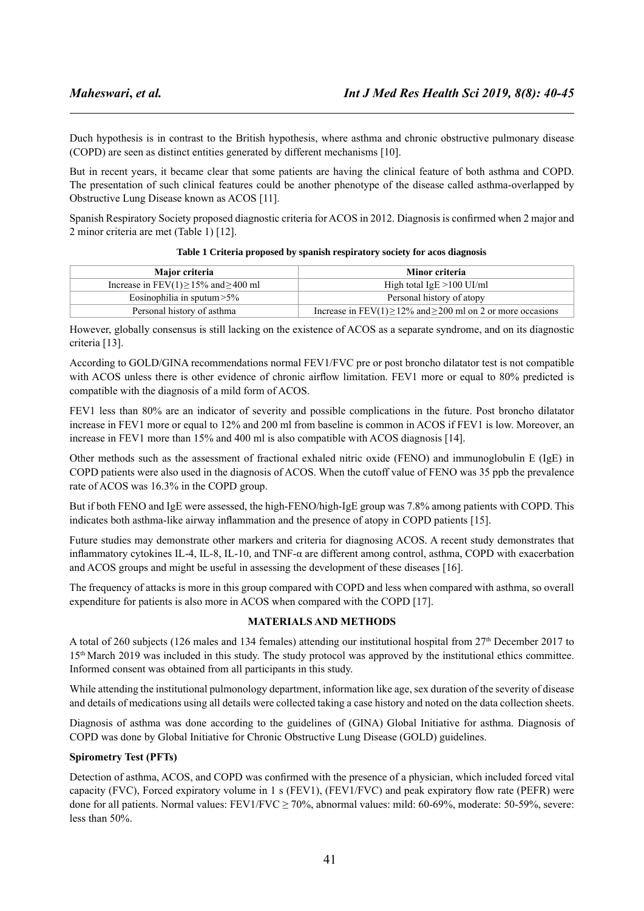Duch hypothesis is in contrast to the British hypothesis, where asthma and chronic obstructive pulmonary disease (COPD) are seen as distinct entities generated by different mechanisms [10].

But in recent years, it became clear that some patients are having the clinical feature of both asthma and COPD. The presentation of such clinical features could be another phenotype of the disease called asthma-overlapped by Obstructive Lung Disease known as ACOS [11].

Spanish Respiratory Society proposed diagnostic criteria for ACOS in 2012. Diagnosis is confirmed when 2 major and 2 minor criteria are met (Table 1) [12].

**Table 1 Criteria proposed by spanish respiratory society for acos diagnosis**

| Major criteria | Minor criteria |
| --- | --- |
| Increase in FEV(1) ≥ 15% and ≥ 400 ml | High total IgE >100 UI/ml |
| Eosinophilia in sputum >5% | Personal history of atopy |
| Personal history of asthma | Increase in FEV(1) ≥ 12% and ≥ 200 ml on 2 or more occasions |

However, globally consensus is still lacking on the existence of ACOS as a separate syndrome, and on its diagnostic criteria [13].

According to GOLD/GINA recommendations normal FEV1/FVC pre or post broncho dilatator test is not compatible with ACOS unless there is other evidence of chronic airflow limitation. FEV1 more or equal to 80% predicted is compatible with the diagnosis of a mild form of ACOS.

FEV1 less than 80% are an indicator of severity and possible complications in the future. Post broncho dilatator increase in FEV1 more or equal to 12% and 200 ml from baseline is common in ACOS if FEV1 is low. Moreover, an increase in FEV1 more than 15% and 400 ml is also compatible with ACOS diagnosis [14].

Other methods such as the assessment of fractional exhaled nitric oxide (FENO) and immunoglobulin E (IgE) in COPD patients were also used in the diagnosis of ACOS. When the cutoff value of FENO was 35 ppb the prevalence rate of ACOS was 16.3% in the COPD group.

But if both FENO and IgE were assessed, the high-FENO/high-IgE group was 7.8% among patients with COPD. This indicates both asthma-like airway inflammation and the presence of atopy in COPD patients [15].

Future studies may demonstrate other markers and criteria for diagnosing ACOS. A recent study demonstrates that inflammatory cytokines IL-4, IL-8, IL-10, and TNF-α are different among control, asthma, COPD with exacerbation and ACOS groups and might be useful in assessing the development of these diseases [16].

The frequency of attacks is more in this group compared with COPD and less when compared with asthma, so overall expenditure for patients is also more in ACOS when compared with the COPD [17].

## MATERIALS AND METHODS

A total of 260 subjects (126 males and 134 females) attending our institutional hospital from 27th December 2017 to 15th March 2019 was included in this study. The study protocol was approved by the institutional ethics committee. Informed consent was obtained from all participants in this study.

While attending the institutional pulmonology department, information like age, sex duration of the severity of disease and details of medications using all details were collected taking a case history and noted on the data collection sheets.

Diagnosis of asthma was done according to the guidelines of (GINA) Global Initiative for asthma. Diagnosis of COPD was done by Global Initiative for Chronic Obstructive Lung Disease (GOLD) guidelines.

### Spirometry Test (PFTs)

Detection of asthma, ACOS, and COPD was confirmed with the presence of a physician, which included forced vital capacity (FVC), Forced expiratory volume in 1 s (FEV1), (FEV1/FVC) and peak expiratory flow rate (PEFR) were done for all patients. Normal values: FEV1/FVC ≥ 70%, abnormal values: mild: 60-69%, moderate: 50-59%, severe: less than 50%.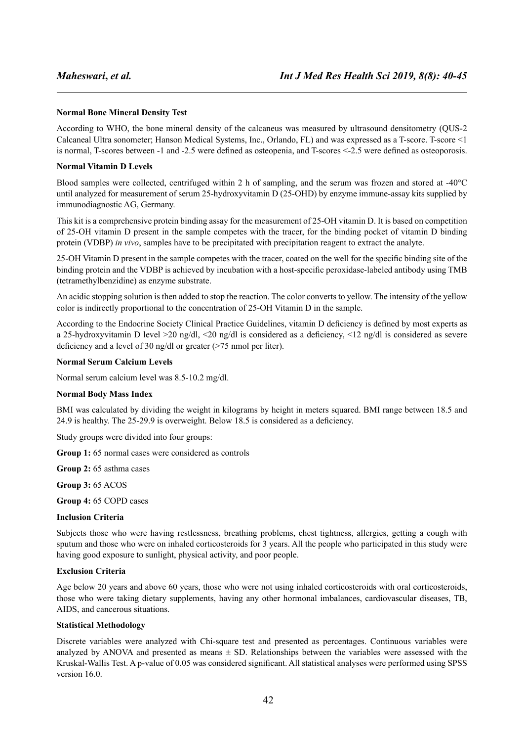**Normal Bone Mineral Density Test**

According to WHO, the bone mineral density of the calcaneus was measured by ultrasound densitometry (QUS-2 Calcaneal Ultra sonometer; Hanson Medical Systems, Inc., Orlando, FL) and was expressed as a T-score. T-score <1 is normal, T-scores between -1 and -2.5 were defined as osteopenia, and T-scores <-2.5 were defined as osteoporosis.

**Normal Vitamin D Levels**

Blood samples were collected, centrifuged within 2 h of sampling, and the serum was frozen and stored at -40°C until analyzed for measurement of serum 25-hydroxyvitamin D (25-OHD) by enzyme immune-assay kits supplied by immunodiagnostic AG, Germany.

This kit is a comprehensive protein binding assay for the measurement of 25-OH vitamin D. It is based on competition of 25-OH vitamin D present in the sample competes with the tracer, for the binding pocket of vitamin D binding protein (VDBP) *in vivo*, samples have to be precipitated with precipitation reagent to extract the analyte.

25-OH Vitamin D present in the sample competes with the tracer, coated on the well for the specific binding site of the binding protein and the VDBP is achieved by incubation with a host-specific peroxidase-labeled antibody using TMB (tetramethylbenzidine) as enzyme substrate.

An acidic stopping solution is then added to stop the reaction. The color converts to yellow. The intensity of the yellow color is indirectly proportional to the concentration of 25-OH Vitamin D in the sample.

According to the Endocrine Society Clinical Practice Guidelines, vitamin D deficiency is defined by most experts as a 25-hydroxyvitamin D level >20 ng/dl, <20 ng/dl is considered as a deficiency, <12 ng/dl is considered as severe deficiency and a level of 30 ng/dl or greater (>75 nmol per liter).

**Normal Serum Calcium Levels**

Normal serum calcium level was 8.5-10.2 mg/dl.

**Normal Body Mass Index**

BMI was calculated by dividing the weight in kilograms by height in meters squared. BMI range between 18.5 and 24.9 is healthy. The 25-29.9 is overweight. Below 18.5 is considered as a deficiency.

Study groups were divided into four groups:

**Group 1:** 65 normal cases were considered as controls

**Group 2:** 65 asthma cases

**Group 3:** 65 ACOS

**Group 4:** 65 COPD cases

**Inclusion Criteria**

Subjects those who were having restlessness, breathing problems, chest tightness, allergies, getting a cough with sputum and those who were on inhaled corticosteroids for 3 years. All the people who participated in this study were having good exposure to sunlight, physical activity, and poor people.

**Exclusion Criteria**

Age below 20 years and above 60 years, those who were not using inhaled corticosteroids with oral corticosteroids, those who were taking dietary supplements, having any other hormonal imbalances, cardiovascular diseases, TB, AIDS, and cancerous situations.

**Statistical Methodology**

Discrete variables were analyzed with Chi-square test and presented as percentages. Continuous variables were analyzed by ANOVA and presented as means ± SD. Relationships between the variables were assessed with the Kruskal-Wallis Test. A p-value of 0.05 was considered significant. All statistical analyses were performed using SPSS version 16.0.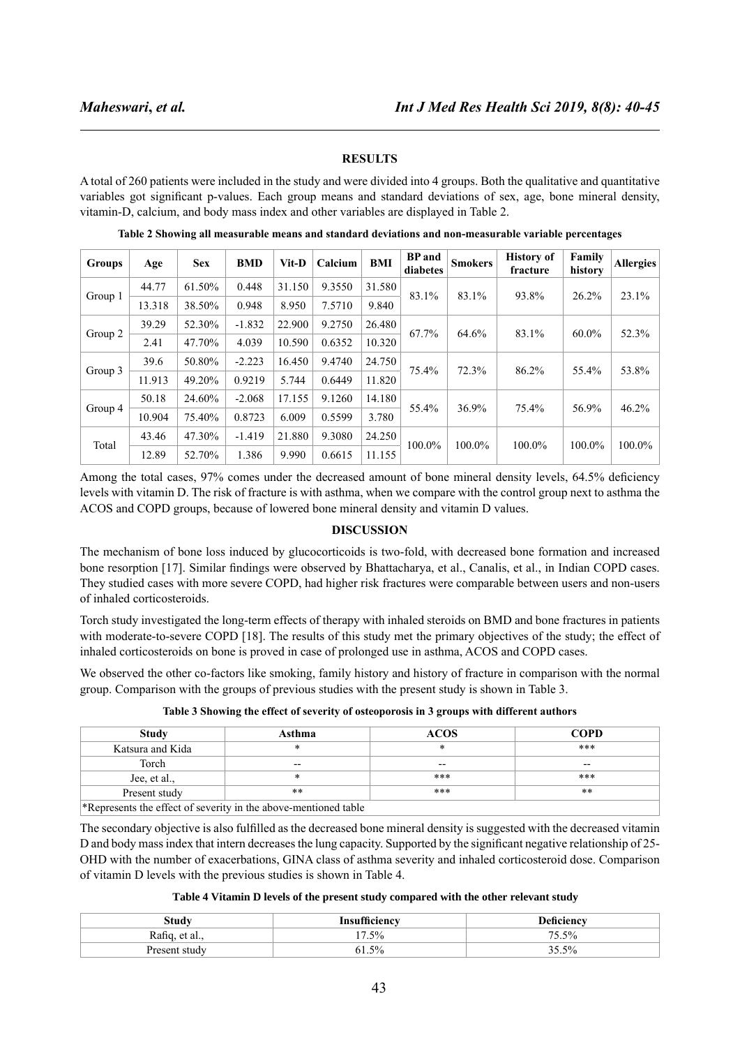## RESULTS

A total of 260 patients were included in the study and were divided into 4 groups. Both the qualitative and quantitative variables got significant p-values. Each group means and standard deviations of sex, age, bone mineral density, vitamin-D, calcium, and body mass index and other variables are displayed in Table 2.

**Table 2 Showing all measurable means and standard deviations and non-measurable variable percentages**

| Groups | Age | Sex | BMD | Vit-D | Calcium | BMI | BP and diabetes | Smokers | History of fracture | Family history | Allergies |
|---|---|---|---|---|---|---|---|---|---|---|---|
| Group 1 | 44.77 | 61.50% | 0.448 | 31.150 | 9.3550 | 31.580 | 83.1% | 83.1% | 93.8% | 26.2% | 23.1% |
| | 13.318 | 38.50% | 0.948 | 8.950 | 7.5710 | 9.840 | | | | | |
| Group 2 | 39.29 | 52.30% | -1.832 | 22.900 | 9.2750 | 26.480 | 67.7% | 64.6% | 83.1% | 60.0% | 52.3% |
| | 2.41 | 47.70% | 4.039 | 10.590 | 0.6352 | 10.320 | | | | | |
| Group 3 | 39.6 | 50.80% | -2.223 | 16.450 | 9.4740 | 24.750 | 75.4% | 72.3% | 86.2% | 55.4% | 53.8% |
| | 11.913 | 49.20% | 0.9219 | 5.744 | 0.6449 | 11.820 | | | | | |
| Group 4 | 50.18 | 24.60% | -2.068 | 17.155 | 9.1260 | 14.180 | 55.4% | 36.9% | 75.4% | 56.9% | 46.2% |
| | 10.904 | 75.40% | 0.8723 | 6.009 | 0.5599 | 3.780 | | | | | |
| Total | 43.46 | 47.30% | -1.419 | 21.880 | 9.3080 | 24.250 | 100.0% | 100.0% | 100.0% | 100.0% | 100.0% |
| | 12.89 | 52.70% | 1.386 | 9.990 | 0.6615 | 11.155 | | | | | |

Among the total cases, 97% comes under the decreased amount of bone mineral density levels, 64.5% deficiency levels with vitamin D. The risk of fracture is with asthma, when we compare with the control group next to asthma the ACOS and COPD groups, because of lowered bone mineral density and vitamin D values.

## DISCUSSION

The mechanism of bone loss induced by glucocorticoids is two-fold, with decreased bone formation and increased bone resorption [17]. Similar findings were observed by Bhattacharya, et al., Canalis, et al., in Indian COPD cases. They studied cases with more severe COPD, had higher risk fractures were comparable between users and non-users of inhaled corticosteroids.

Torch study investigated the long-term effects of therapy with inhaled steroids on BMD and bone fractures in patients with moderate-to-severe COPD [18]. The results of this study met the primary objectives of the study; the effect of inhaled corticosteroids on bone is proved in case of prolonged use in asthma, ACOS and COPD cases.

We observed the other co-factors like smoking, family history and history of fracture in comparison with the normal group. Comparison with the groups of previous studies with the present study is shown in Table 3.

**Table 3 Showing the effect of severity of osteoporosis in 3 groups with different authors**

| Study | Asthma | ACOS | COPD |
|---|---|---|---|
| Katsura and Kida | * | * | *** |
| Torch | -- | -- | -- |
| Jee, et al., | * | *** | *** |
| Present study | ** | *** | ** |
| *Represents the effect of severity in the above-mentioned table | | | |

The secondary objective is also fulfilled as the decreased bone mineral density is suggested with the decreased vitamin D and body mass index that intern decreases the lung capacity. Supported by the significant negative relationship of 25-OHD with the number of exacerbations, GINA class of asthma severity and inhaled corticosteroid dose. Comparison of vitamin D levels with the previous studies is shown in Table 4.

**Table 4 Vitamin D levels of the present study compared with the other relevant study**

| Study | Insufficiency | Deficiency |
|---|---|---|
| Rafiq, et al., | 17.5% | 75.5% |
| Present study | 61.5% | 35.5% |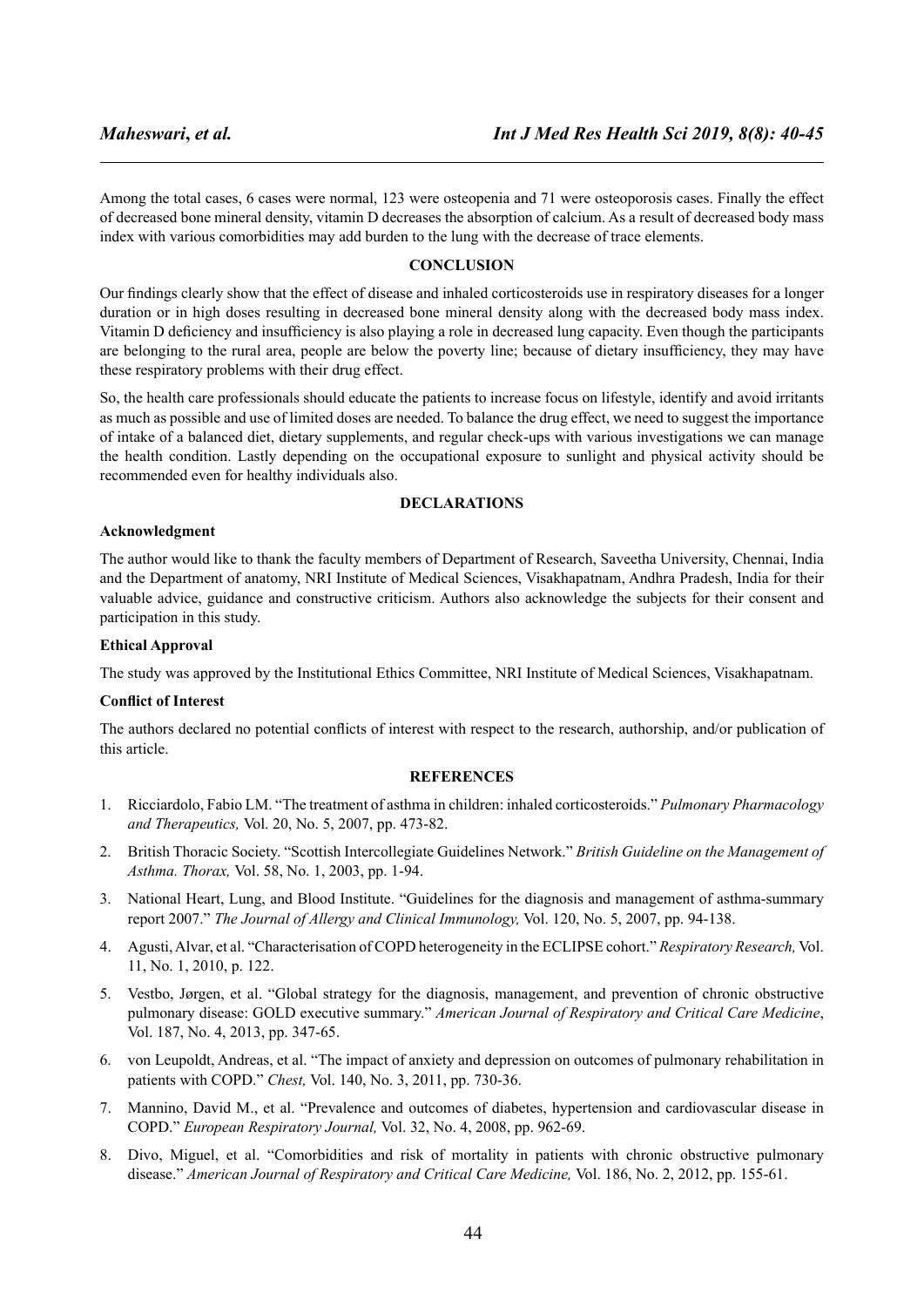Among the total cases, 6 cases were normal, 123 were osteopenia and 71 were osteoporosis cases. Finally the effect of decreased bone mineral density, vitamin D decreases the absorption of calcium. As a result of decreased body mass index with various comorbidities may add burden to the lung with the decrease of trace elements.

## CONCLUSION

Our findings clearly show that the effect of disease and inhaled corticosteroids use in respiratory diseases for a longer duration or in high doses resulting in decreased bone mineral density along with the decreased body mass index. Vitamin D deficiency and insufficiency is also playing a role in decreased lung capacity. Even though the participants are belonging to the rural area, people are below the poverty line; because of dietary insufficiency, they may have these respiratory problems with their drug effect.

So, the health care professionals should educate the patients to increase focus on lifestyle, identify and avoid irritants as much as possible and use of limited doses are needed. To balance the drug effect, we need to suggest the importance of intake of a balanced diet, dietary supplements, and regular check-ups with various investigations we can manage the health condition. Lastly depending on the occupational exposure to sunlight and physical activity should be recommended even for healthy individuals also.

## DECLARATIONS

### Acknowledgment

The author would like to thank the faculty members of Department of Research, Saveetha University, Chennai, India and the Department of anatomy, NRI Institute of Medical Sciences, Visakhapatnam, Andhra Pradesh, India for their valuable advice, guidance and constructive criticism. Authors also acknowledge the subjects for their consent and participation in this study.

### Ethical Approval

The study was approved by the Institutional Ethics Committee, NRI Institute of Medical Sciences, Visakhapatnam.

### Conflict of Interest

The authors declared no potential conflicts of interest with respect to the research, authorship, and/or publication of this article.

## REFERENCES

1. Ricciardolo, Fabio LM. "The treatment of asthma in children: inhaled corticosteroids." *Pulmonary Pharmacology and Therapeutics,* Vol. 20, No. 5, 2007, pp. 473-82.
2. British Thoracic Society. "Scottish Intercollegiate Guidelines Network." *British Guideline on the Management of Asthma. Thorax,* Vol. 58, No. 1, 2003, pp. 1-94.
3. National Heart, Lung, and Blood Institute. "Guidelines for the diagnosis and management of asthma-summary report 2007." *The Journal of Allergy and Clinical Immunology,* Vol. 120, No. 5, 2007, pp. 94-138.
4. Agusti, Alvar, et al. "Characterisation of COPD heterogeneity in the ECLIPSE cohort." *Respiratory Research,* Vol. 11, No. 1, 2010, p. 122.
5. Vestbo, Jørgen, et al. "Global strategy for the diagnosis, management, and prevention of chronic obstructive pulmonary disease: GOLD executive summary." *American Journal of Respiratory and Critical Care Medicine*, Vol. 187, No. 4, 2013, pp. 347-65.
6. von Leupoldt, Andreas, et al. "The impact of anxiety and depression on outcomes of pulmonary rehabilitation in patients with COPD." *Chest,* Vol. 140, No. 3, 2011, pp. 730-36.
7. Mannino, David M., et al. "Prevalence and outcomes of diabetes, hypertension and cardiovascular disease in COPD." *European Respiratory Journal,* Vol. 32, No. 4, 2008, pp. 962-69.
8. Divo, Miguel, et al. "Comorbidities and risk of mortality in patients with chronic obstructive pulmonary disease." *American Journal of Respiratory and Critical Care Medicine,* Vol. 186, No. 2, 2012, pp. 155-61.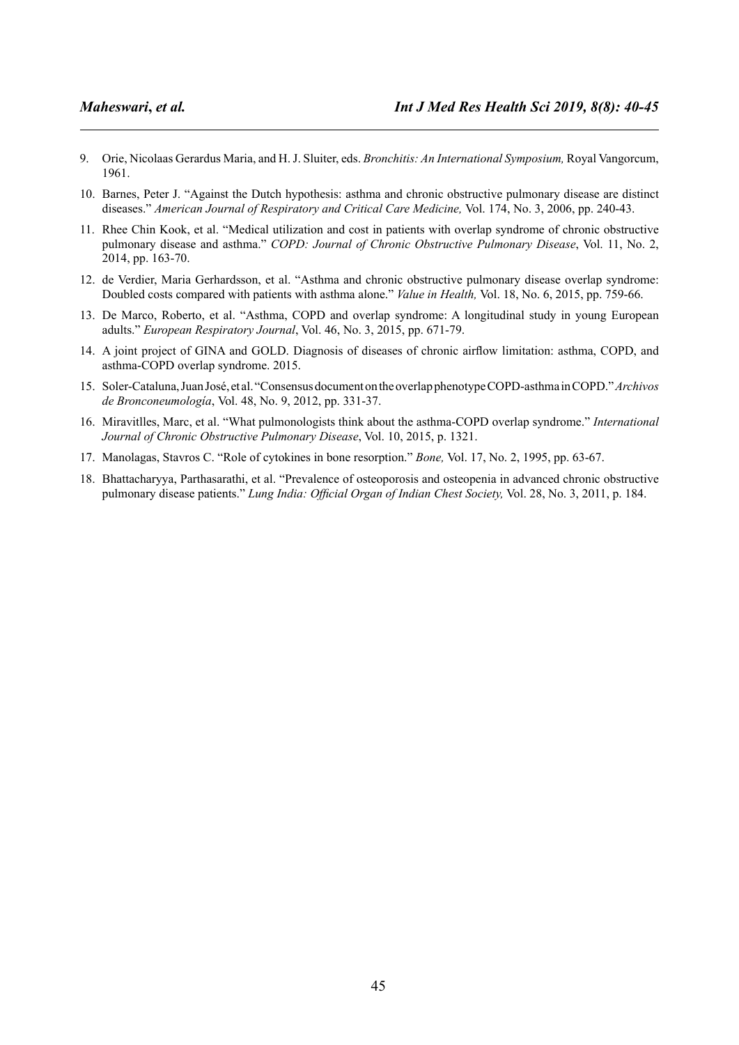9. Orie, Nicolaas Gerardus Maria, and H. J. Sluiter, eds. *Bronchitis: An International Symposium,* Royal Vangorcum, 1961.

10. Barnes, Peter J. "Against the Dutch hypothesis: asthma and chronic obstructive pulmonary disease are distinct diseases." *American Journal of Respiratory and Critical Care Medicine,* Vol. 174, No. 3, 2006, pp. 240-43.

11. Rhee Chin Kook, et al. "Medical utilization and cost in patients with overlap syndrome of chronic obstructive pulmonary disease and asthma." *COPD: Journal of Chronic Obstructive Pulmonary Disease*, Vol. 11, No. 2, 2014, pp. 163-70.

12. de Verdier, Maria Gerhardsson, et al. "Asthma and chronic obstructive pulmonary disease overlap syndrome: Doubled costs compared with patients with asthma alone." *Value in Health,* Vol. 18, No. 6, 2015, pp. 759-66.

13. De Marco, Roberto, et al. "Asthma, COPD and overlap syndrome: A longitudinal study in young European adults." *European Respiratory Journal*, Vol. 46, No. 3, 2015, pp. 671-79.

14. A joint project of GINA and GOLD. Diagnosis of diseases of chronic airflow limitation: asthma, COPD, and asthma-COPD overlap syndrome. 2015.

15. Soler-Cataluna, Juan José, et al. "Consensus document on the overlap phenotype COPD-asthma in COPD." *Archivos de Bronconeumología*, Vol. 48, No. 9, 2012, pp. 331-37.

16. Miravitlles, Marc, et al. "What pulmonologists think about the asthma-COPD overlap syndrome." *International Journal of Chronic Obstructive Pulmonary Disease*, Vol. 10, 2015, p. 1321.

17. Manolagas, Stavros C. "Role of cytokines in bone resorption." *Bone,* Vol. 17, No. 2, 1995, pp. 63-67.

18. Bhattacharyya, Parthasarathi, et al. "Prevalence of osteoporosis and osteopenia in advanced chronic obstructive pulmonary disease patients." *Lung India: Official Organ of Indian Chest Society,* Vol. 28, No. 3, 2011, p. 184.